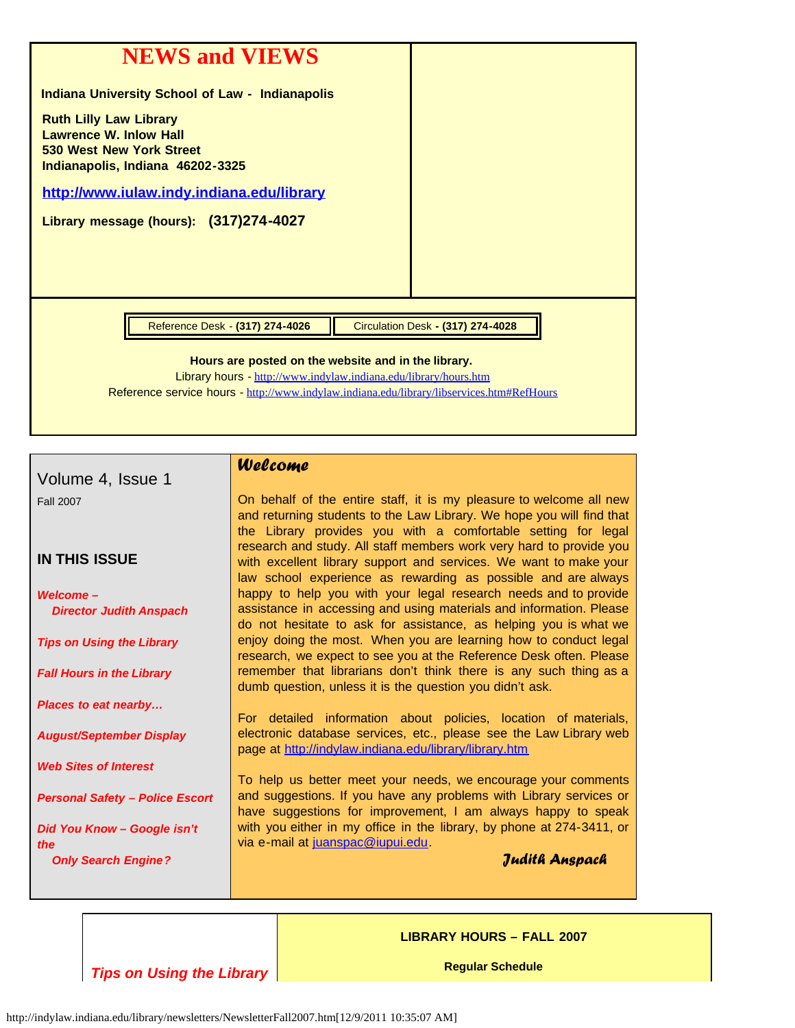# NEWS and VIEWS

**Indiana University School of Law - Indianapolis**

**Ruth Lilly Law Library**
**Lawrence W. Inlow Hall**
**530 West New York Street**
**Indianapolis, Indiana 46202-3325**

**http://www.iulaw.indy.indiana.edu/library**

**Library message (hours): (317)274-4027**

| Reference Desk - **(317) 274-4026** | Circulation Desk **- (317) 274-4028** |
| --- | --- |

**Hours are posted on the website and in the library.**

Library hours - http://www.indylaw.indiana.edu/library/hours.htm

Reference service hours - http://www.indylaw.indiana.edu/library/libservices.htm#RefHours

Volume 4, Issue 1

Fall 2007

## IN THIS ISSUE

- *Welcome – Director Judith Anspach*
- *Tips on Using the Library*
- *Fall Hours in the Library*
- *Places to eat nearby…*
- *August/September Display*
- *Web Sites of Interest*
- *Personal Safety – Police Escort*
- *Did You Know – Google isn't the Only Search Engine?*

## *Welcome*

On behalf of the entire staff, it is my pleasure to welcome all new and returning students to the Law Library. We hope you will find that the Library provides you with a comfortable setting for legal research and study. All staff members work very hard to provide you with excellent library support and services. We want to make your law school experience as rewarding as possible and are always happy to help you with your legal research needs and to provide assistance in accessing and using materials and information. Please do not hesitate to ask for assistance, as helping you is what we enjoy doing the most. When you are learning how to conduct legal research, we expect to see you at the Reference Desk often. Please remember that librarians don't think there is any such thing as a dumb question, unless it is the question you didn't ask.

For detailed information about policies, location of materials, electronic database services, etc., please see the Law Library web page at http://indylaw.indiana.edu/library/library.htm

To help us better meet your needs, we encourage your comments and suggestions. If you have any problems with Library services or have suggestions for improvement, I am always happy to speak with you either in my office in the library, by phone at 274-3411, or via e-mail at juanspac@iupui.edu.

*Judith Anspach*

## *Tips on Using the Library*

**LIBRARY HOURS – FALL 2007**

**Regular Schedule**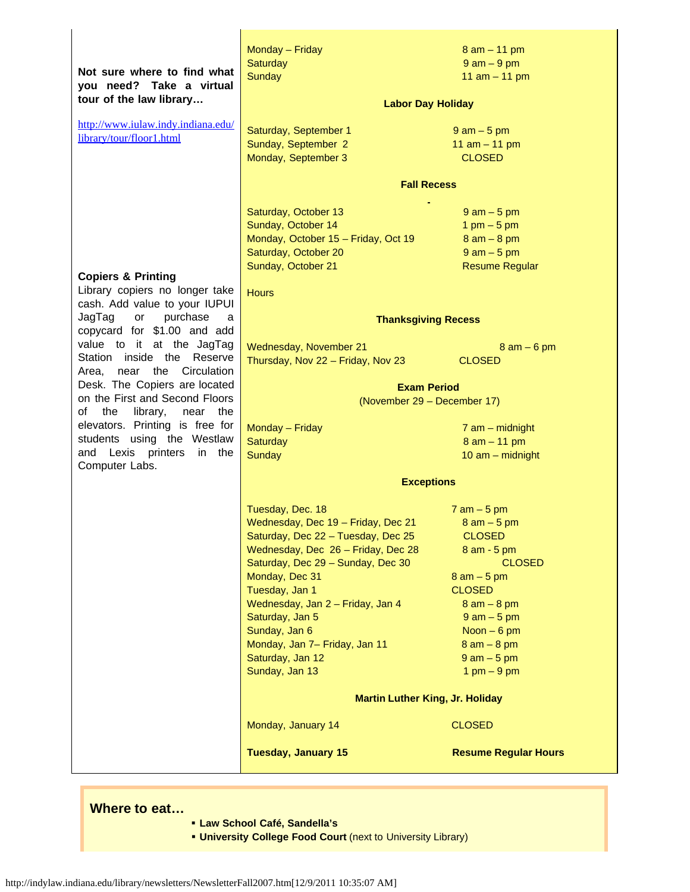**Not sure where to find what you need? Take a virtual tour of the law library…**

http://www.iulaw.indy.indiana.edu/library/tour/floor1.html

**Copiers & Printing**

Library copiers no longer take cash. Add value to your IUPUI JagTag or purchase a copycard for $1.00 and add value to it at the JagTag Station inside the Reserve Area, near the Circulation Desk. The Copiers are located on the First and Second Floors of the library, near the elevators. Printing is free for students using the Westlaw and Lexis printers in the Computer Labs.

| | |
|---|---|
| Monday – Friday | 8 am – 11 pm |
| Saturday | 9 am – 9 pm |
| Sunday | 11 am – 11 pm |

**Labor Day Holiday**

| | |
|---|---|
| Saturday, September 1 | 9 am – 5 pm |
| Sunday, September 2 | 11 am – 11 pm |
| Monday, September 3 | CLOSED |

**Fall Recess**

| | |
|---|---|
| Saturday, October 13 | 9 am – 5 pm |
| Sunday, October 14 | 1 pm – 5 pm |
| Monday, October 15 – Friday, Oct 19 | 8 am – 8 pm |
| Saturday, October 20 | 9 am – 5 pm |
| Sunday, October 21 | Resume Regular Hours |

**Thanksgiving Recess**

| | |
|---|---|
| Wednesday, November 21 | 8 am – 6 pm |
| Thursday, Nov 22 – Friday, Nov 23 | CLOSED |

**Exam Period**
(November 29 – December 17)

| | |
|---|---|
| Monday – Friday | 7 am – midnight |
| Saturday | 8 am – 11 pm |
| Sunday | 10 am – midnight |

**Exceptions**

| | |
|---|---|
| Tuesday, Dec. 18 | 7 am – 5 pm |
| Wednesday, Dec 19 – Friday, Dec 21 | 8 am – 5 pm |
| Saturday, Dec 22 – Tuesday, Dec 25 | CLOSED |
| Wednesday, Dec 26 – Friday, Dec 28 | 8 am - 5 pm |
| Saturday, Dec 29 – Sunday, Dec 30 | CLOSED |
| Monday, Dec 31 | 8 am – 5 pm |
| Tuesday, Jan 1 | CLOSED |
| Wednesday, Jan 2 – Friday, Jan 4 | 8 am – 8 pm |
| Saturday, Jan 5 | 9 am – 5 pm |
| Sunday, Jan 6 | Noon – 6 pm |
| Monday, Jan 7– Friday, Jan 11 | 8 am – 8 pm |
| Saturday, Jan 12 | 9 am – 5 pm |
| Sunday, Jan 13 | 1 pm – 9 pm |

**Martin Luther King, Jr. Holiday**

| | |
|---|---|
| Monday, January 14 | CLOSED |
| **Tuesday, January 15** | **Resume Regular Hours** |

## Where to eat…

- **Law School Café, Sandella's**
- **University College Food Court** (next to University Library)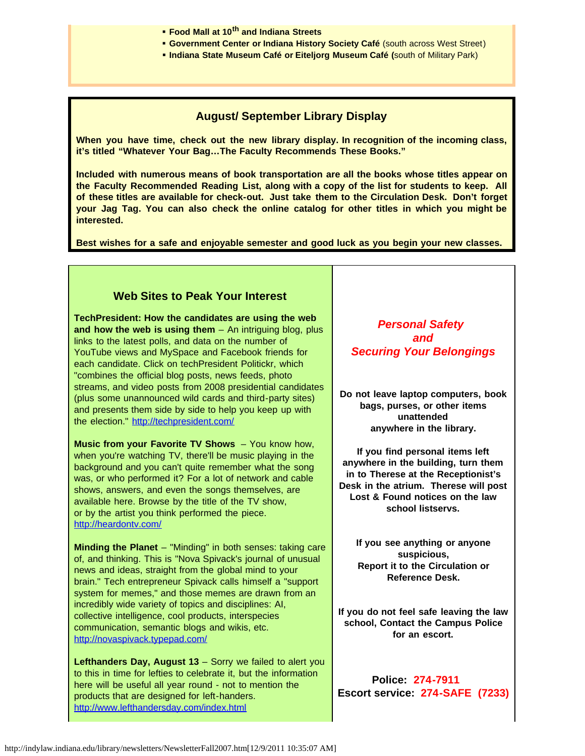- **Food Mall at 10th and Indiana Streets**
- **Government Center or Indiana History Society Café** (south across West Street)
- **Indiana State Museum Café or Eiteljorg Museum Café (**south of Military Park)

## August/ September Library Display

**When you have time, check out the new library display. In recognition of the incoming class, it's titled "Whatever Your Bag…The Faculty Recommends These Books."**

**Included with numerous means of book transportation are all the books whose titles appear on the Faculty Recommended Reading List, along with a copy of the list for students to keep. All of these titles are available for check-out. Just take them to the Circulation Desk. Don't forget your Jag Tag. You can also check the online catalog for other titles in which you might be interested.**

**Best wishes for a safe and enjoyable semester and good luck as you begin your new classes.**

## Web Sites to Peak Your Interest

**TechPresident: How the candidates are using the web and how the web is using them** – An intriguing blog, plus links to the latest polls, and data on the number of YouTube views and MySpace and Facebook friends for each candidate. Click on techPresident Politickr, which "combines the official blog posts, news feeds, photo streams, and video posts from 2008 presidential candidates (plus some unannounced wild cards and third-party sites) and presents them side by side to help you keep up with the election." http://techpresident.com/

**Music from your Favorite TV Shows** – You know how, when you're watching TV, there'll be music playing in the background and you can't quite remember what the song was, or who performed it? For a lot of network and cable shows, answers, and even the songs themselves, are available here. Browse by the title of the TV show, or by the artist you think performed the piece. http://heardontv.com/

**Minding the Planet** – "Minding" in both senses: taking care of, and thinking. This is "Nova Spivack's journal of unusual news and ideas, straight from the global mind to your brain." Tech entrepreneur Spivack calls himself a "support system for memes," and those memes are drawn from an incredibly wide variety of topics and disciplines: AI, collective intelligence, cool products, interspecies communication, semantic blogs and wikis, etc. http://novaspivack.typepad.com/

**Lefthanders Day, August 13** – Sorry we failed to alert you to this in time for lefties to celebrate it, but the information here will be useful all year round - not to mention the products that are designed for left-handers. http://www.lefthandersday.com/index.html

## *Personal Safety and Securing Your Belongings*

**Do not leave laptop computers, book bags, purses, or other items unattended anywhere in the library.**

**If you find personal items left anywhere in the building, turn them in to Therese at the Receptionist's Desk in the atrium. Therese will post Lost & Found notices on the law school listservs.**

**If you see anything or anyone suspicious, Report it to the Circulation or Reference Desk.**

**If you do not feel safe leaving the law school, Contact the Campus Police for an escort.**

**Police: 274-7911**
**Escort service: 274-SAFE (7233)**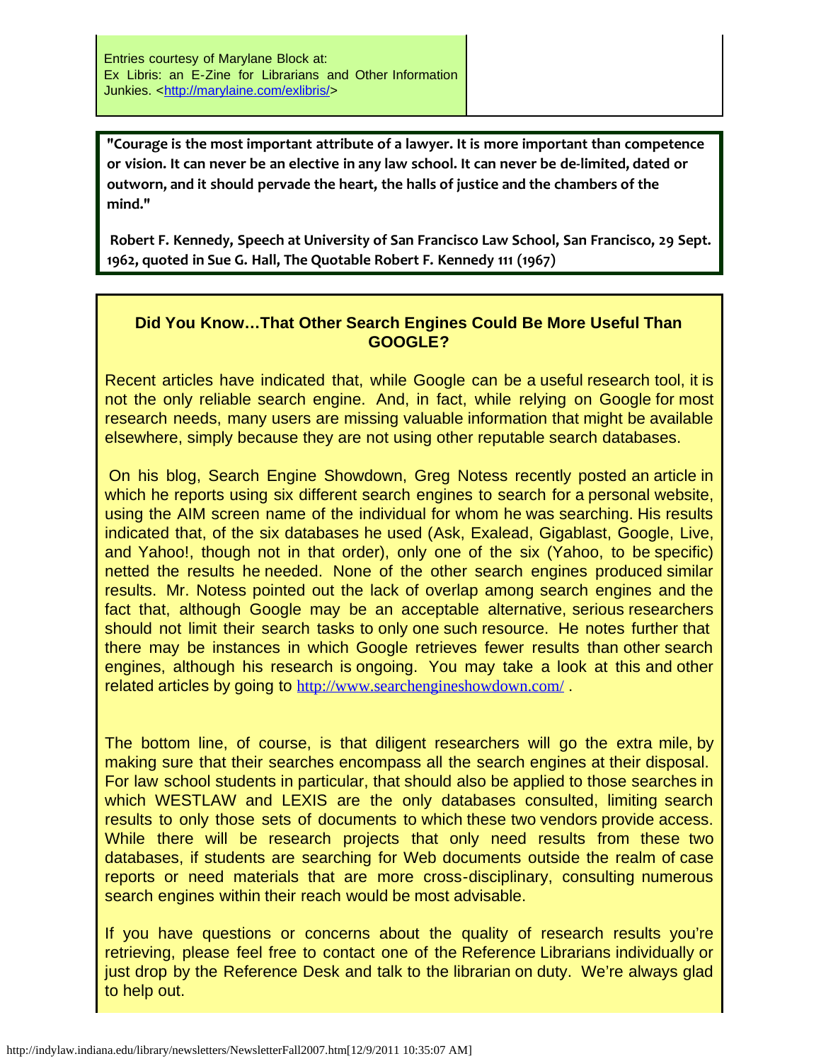Entries courtesy of Marylane Block at:
Ex Libris: an E-Zine for Librarians and Other Information Junkies. <http://marylaine.com/exlibris/>

**"Courage is the most important attribute of a lawyer. It is more important than competence or vision. It can never be an elective in any law school. It can never be de-limited, dated or outworn, and it should pervade the heart, the halls of justice and the chambers of the mind."**

**Robert F. Kennedy, Speech at University of San Francisco Law School, San Francisco, 29 Sept. 1962, quoted in Sue G. Hall, The Quotable Robert F. Kennedy 111 (1967)**

## Did You Know…That Other Search Engines Could Be More Useful Than GOOGLE?

Recent articles have indicated that, while Google can be a useful research tool, it is not the only reliable search engine. And, in fact, while relying on Google for most research needs, many users are missing valuable information that might be available elsewhere, simply because they are not using other reputable search databases.

On his blog, Search Engine Showdown, Greg Notess recently posted an article in which he reports using six different search engines to search for a personal website, using the AIM screen name of the individual for whom he was searching. His results indicated that, of the six databases he used (Ask, Exalead, Gigablast, Google, Live, and Yahoo!, though not in that order), only one of the six (Yahoo, to be specific) netted the results he needed. None of the other search engines produced similar results. Mr. Notess pointed out the lack of overlap among search engines and the fact that, although Google may be an acceptable alternative, serious researchers should not limit their search tasks to only one such resource. He notes further that there may be instances in which Google retrieves fewer results than other search engines, although his research is ongoing. You may take a look at this and other related articles by going to http://www.searchengineshowdown.com/ .

The bottom line, of course, is that diligent researchers will go the extra mile, by making sure that their searches encompass all the search engines at their disposal. For law school students in particular, that should also be applied to those searches in which WESTLAW and LEXIS are the only databases consulted, limiting search results to only those sets of documents to which these two vendors provide access. While there will be research projects that only need results from these two databases, if students are searching for Web documents outside the realm of case reports or need materials that are more cross-disciplinary, consulting numerous search engines within their reach would be most advisable.

If you have questions or concerns about the quality of research results you're retrieving, please feel free to contact one of the Reference Librarians individually or just drop by the Reference Desk and talk to the librarian on duty. We're always glad to help out.